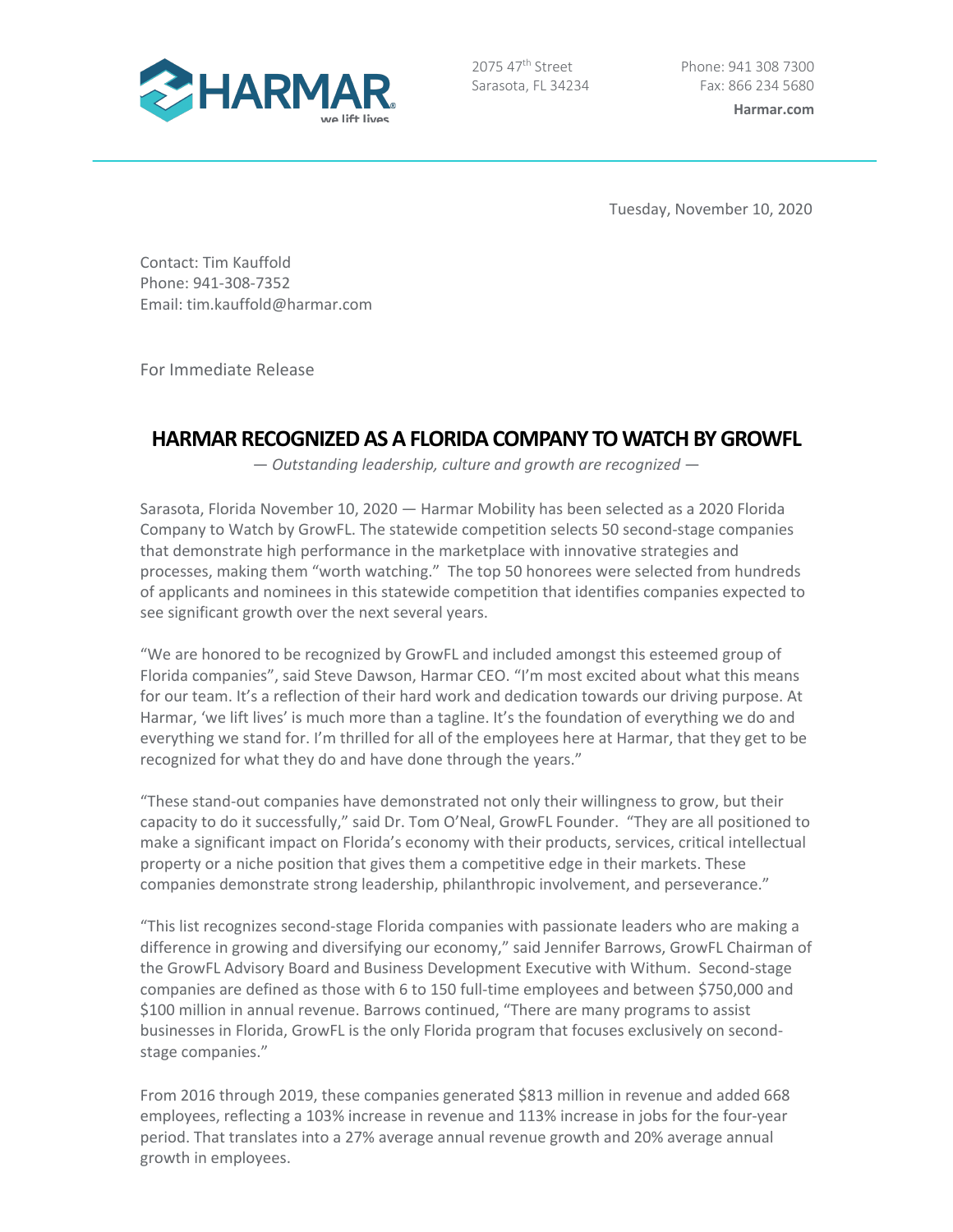HARMAR
we lift lives

2075 47th Street
Sarasota, FL 34234

Phone: 941 308 7300
Fax: 866 234 5680
**Harmar.com**

Tuesday, November 10, 2020

Contact: Tim Kauffold
Phone: 941-308-7352
Email: tim.kauffold@harmar.com

For Immediate Release

# HARMAR RECOGNIZED AS A FLORIDA COMPANY TO WATCH BY GROWFL

*— Outstanding leadership, culture and growth are recognized —*

Sarasota, Florida November 10, 2020 — Harmar Mobility has been selected as a 2020 Florida Company to Watch by GrowFL. The statewide competition selects 50 second-stage companies that demonstrate high performance in the marketplace with innovative strategies and processes, making them "worth watching." The top 50 honorees were selected from hundreds of applicants and nominees in this statewide competition that identifies companies expected to see significant growth over the next several years.

"We are honored to be recognized by GrowFL and included amongst this esteemed group of Florida companies", said Steve Dawson, Harmar CEO. "I'm most excited about what this means for our team. It's a reflection of their hard work and dedication towards our driving purpose. At Harmar, 'we lift lives' is much more than a tagline. It's the foundation of everything we do and everything we stand for. I'm thrilled for all of the employees here at Harmar, that they get to be recognized for what they do and have done through the years."

"These stand-out companies have demonstrated not only their willingness to grow, but their capacity to do it successfully," said Dr. Tom O'Neal, GrowFL Founder. "They are all positioned to make a significant impact on Florida's economy with their products, services, critical intellectual property or a niche position that gives them a competitive edge in their markets. These companies demonstrate strong leadership, philanthropic involvement, and perseverance."

"This list recognizes second-stage Florida companies with passionate leaders who are making a difference in growing and diversifying our economy," said Jennifer Barrows, GrowFL Chairman of the GrowFL Advisory Board and Business Development Executive with Withum. Second-stage companies are defined as those with 6 to 150 full-time employees and between $750,000 and $100 million in annual revenue. Barrows continued, "There are many programs to assist businesses in Florida, GrowFL is the only Florida program that focuses exclusively on second-stage companies."

From 2016 through 2019, these companies generated $813 million in revenue and added 668 employees, reflecting a 103% increase in revenue and 113% increase in jobs for the four-year period. That translates into a 27% average annual revenue growth and 20% average annual growth in employees.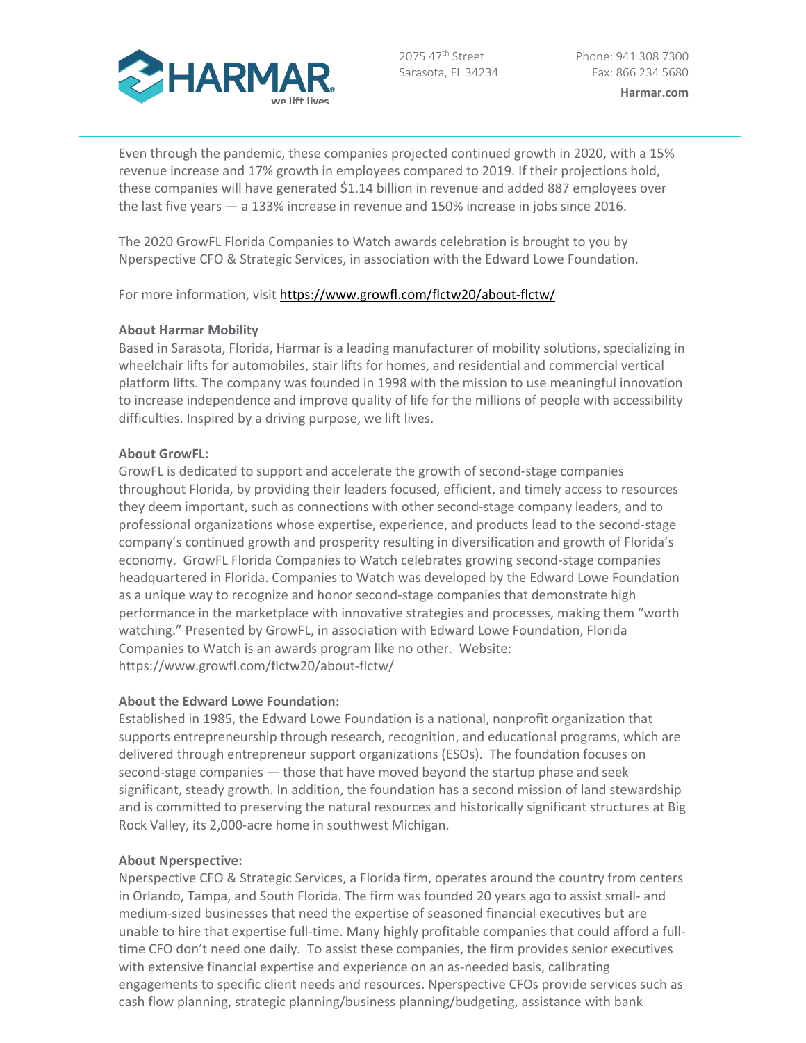Even through the pandemic, these companies projected continued growth in 2020, with a 15% revenue increase and 17% growth in employees compared to 2019. If their projections hold, these companies will have generated $1.14 billion in revenue and added 887 employees over the last five years — a 133% increase in revenue and 150% increase in jobs since 2016.

The 2020 GrowFL Florida Companies to Watch awards celebration is brought to you by Nperspective CFO & Strategic Services, in association with the Edward Lowe Foundation.

For more information, visit https://www.growfl.com/flctw20/about-flctw/

**About Harmar Mobility**
Based in Sarasota, Florida, Harmar is a leading manufacturer of mobility solutions, specializing in wheelchair lifts for automobiles, stair lifts for homes, and residential and commercial vertical platform lifts. The company was founded in 1998 with the mission to use meaningful innovation to increase independence and improve quality of life for the millions of people with accessibility difficulties. Inspired by a driving purpose, we lift lives.

**About GrowFL:**
GrowFL is dedicated to support and accelerate the growth of second-stage companies throughout Florida, by providing their leaders focused, efficient, and timely access to resources they deem important, such as connections with other second-stage company leaders, and to professional organizations whose expertise, experience, and products lead to the second-stage company's continued growth and prosperity resulting in diversification and growth of Florida's economy. GrowFL Florida Companies to Watch celebrates growing second-stage companies headquartered in Florida. Companies to Watch was developed by the Edward Lowe Foundation as a unique way to recognize and honor second-stage companies that demonstrate high performance in the marketplace with innovative strategies and processes, making them "worth watching." Presented by GrowFL, in association with Edward Lowe Foundation, Florida Companies to Watch is an awards program like no other. Website: https://www.growfl.com/flctw20/about-flctw/

**About the Edward Lowe Foundation:**
Established in 1985, the Edward Lowe Foundation is a national, nonprofit organization that supports entrepreneurship through research, recognition, and educational programs, which are delivered through entrepreneur support organizations (ESOs). The foundation focuses on second-stage companies — those that have moved beyond the startup phase and seek significant, steady growth. In addition, the foundation has a second mission of land stewardship and is committed to preserving the natural resources and historically significant structures at Big Rock Valley, its 2,000-acre home in southwest Michigan.

**About Nperspective:**
Nperspective CFO & Strategic Services, a Florida firm, operates around the country from centers in Orlando, Tampa, and South Florida. The firm was founded 20 years ago to assist small- and medium-sized businesses that need the expertise of seasoned financial executives but are unable to hire that expertise full-time. Many highly profitable companies that could afford a full-time CFO don't need one daily. To assist these companies, the firm provides senior executives with extensive financial expertise and experience on an as-needed basis, calibrating engagements to specific client needs and resources. Nperspective CFOs provide services such as cash flow planning, strategic planning/business planning/budgeting, assistance with bank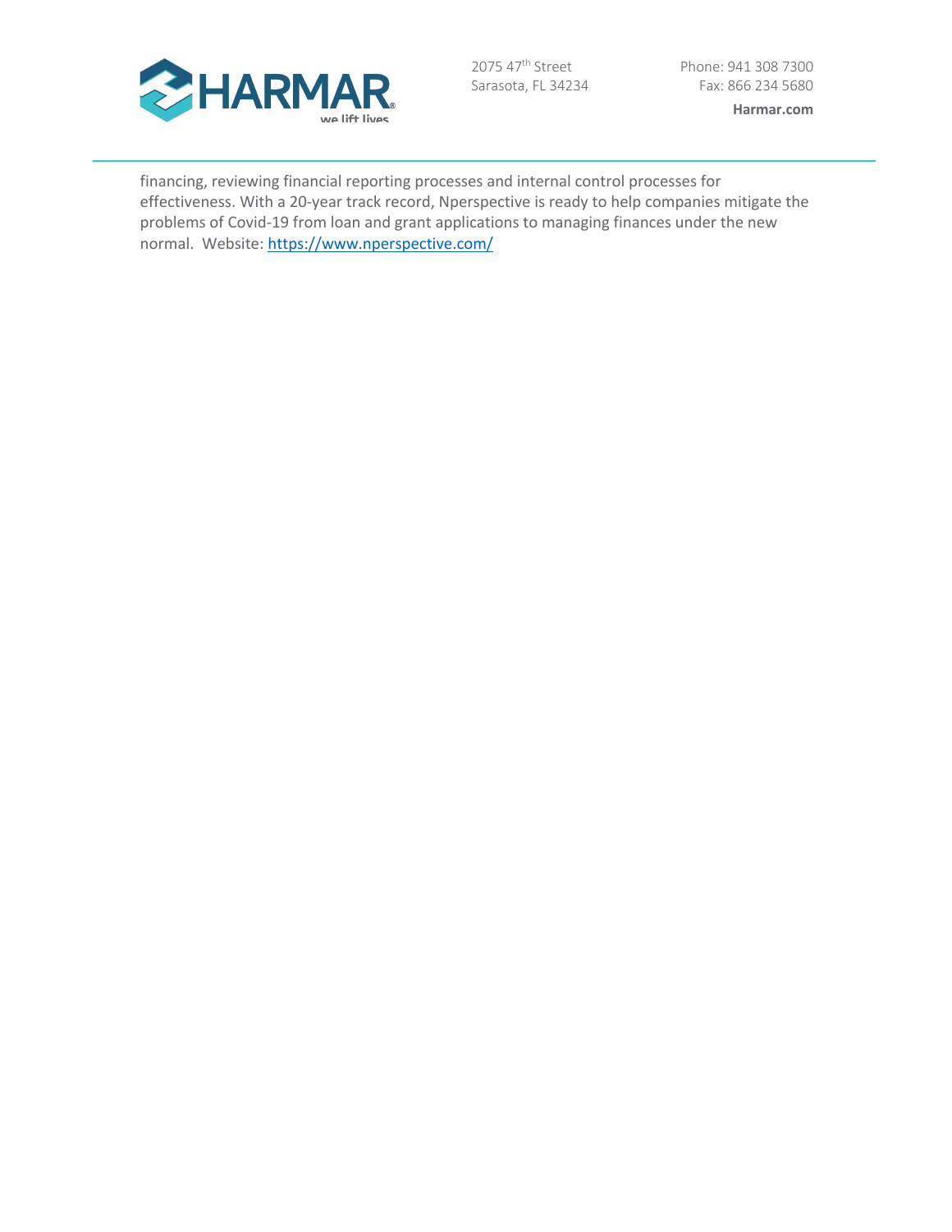financing, reviewing financial reporting processes and internal control processes for effectiveness. With a 20-year track record, Nperspective is ready to help companies mitigate the problems of Covid-19 from loan and grant applications to managing finances under the new normal. Website: [https://www.nperspective.com/](https://www.nperspective.com/)